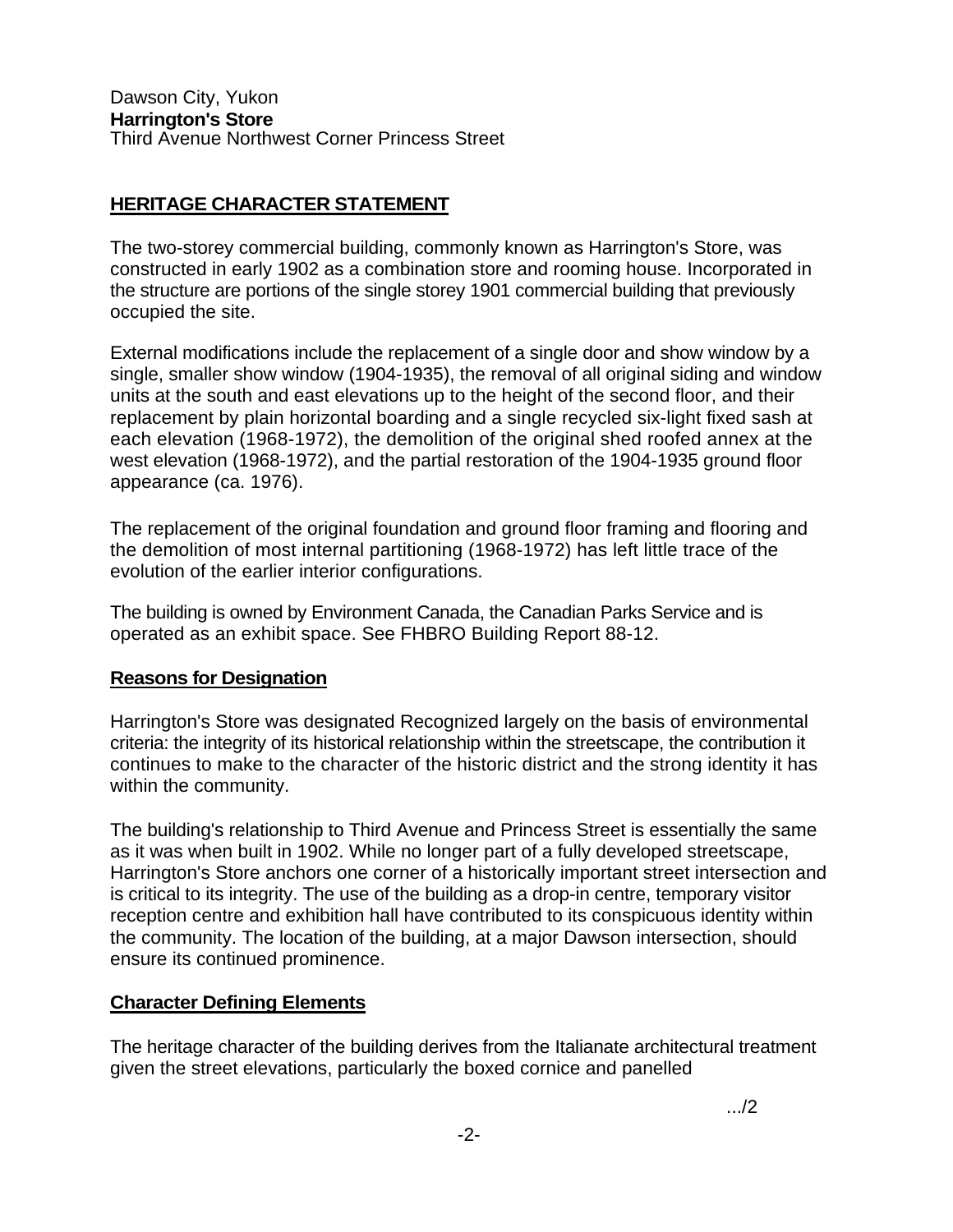Dawson City, Yukon
**Harrington's Store**
Third Avenue Northwest Corner Princess Street

## HERITAGE CHARACTER STATEMENT

The two-storey commercial building, commonly known as Harrington's Store, was constructed in early 1902 as a combination store and rooming house. Incorporated in the structure are portions of the single storey 1901 commercial building that previously occupied the site.

External modifications include the replacement of a single door and show window by a single, smaller show window (1904-1935), the removal of all original siding and window units at the south and east elevations up to the height of the second floor, and their replacement by plain horizontal boarding and a single recycled six-light fixed sash at each elevation (1968-1972), the demolition of the original shed roofed annex at the west elevation (1968-1972), and the partial restoration of the 1904-1935 ground floor appearance (ca. 1976).

The replacement of the original foundation and ground floor framing and flooring and the demolition of most internal partitioning (1968-1972) has left little trace of the evolution of the earlier interior configurations.

The building is owned by Environment Canada, the Canadian Parks Service and is operated as an exhibit space. See FHBRO Building Report 88-12.

### Reasons for Designation

Harrington's Store was designated Recognized largely on the basis of environmental criteria: the integrity of its historical relationship within the streetscape, the contribution it continues to make to the character of the historic district and the strong identity it has within the community.

The building's relationship to Third Avenue and Princess Street is essentially the same as it was when built in 1902. While no longer part of a fully developed streetscape, Harrington's Store anchors one corner of a historically important street intersection and is critical to its integrity. The use of the building as a drop-in centre, temporary visitor reception centre and exhibition hall have contributed to its conspicuous identity within the community. The location of the building, at a major Dawson intersection, should ensure its continued prominence.

### Character Defining Elements

The heritage character of the building derives from the Italianate architectural treatment given the street elevations, particularly the boxed cornice and panelled

.../2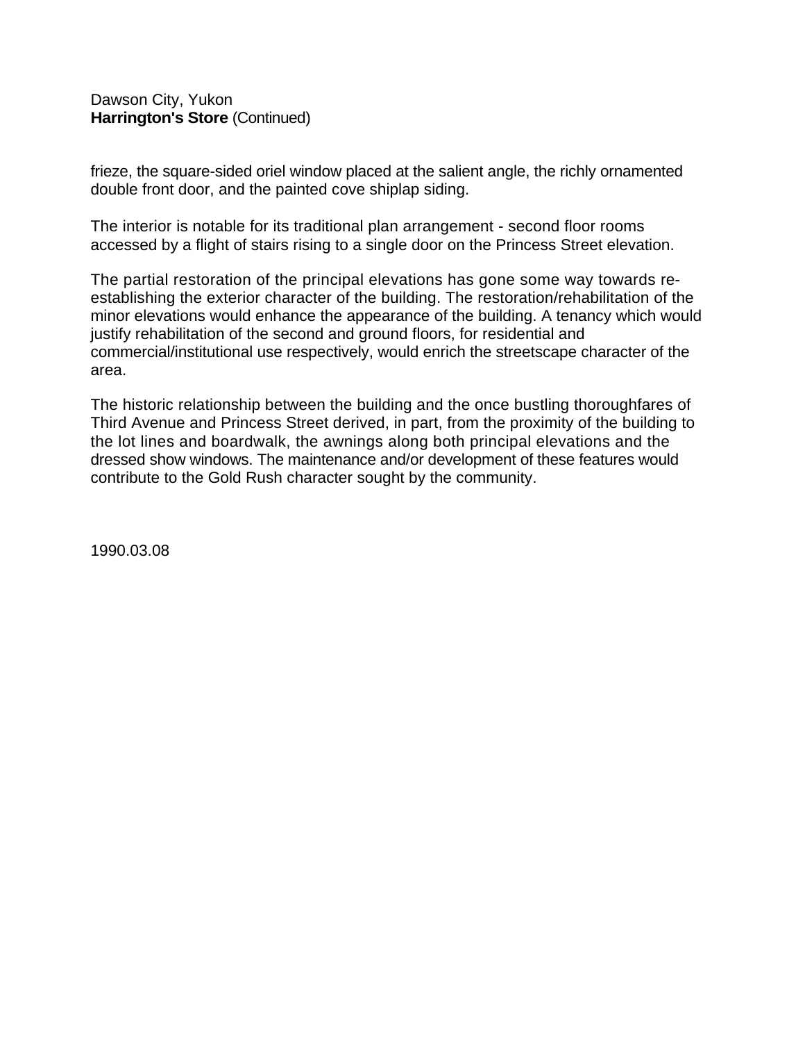Dawson City, Yukon
**Harrington's Store** (Continued)

frieze, the square-sided oriel window placed at the salient angle, the richly ornamented double front door, and the painted cove shiplap siding.

The interior is notable for its traditional plan arrangement - second floor rooms accessed by a flight of stairs rising to a single door on the Princess Street elevation.

The partial restoration of the principal elevations has gone some way towards re-establishing the exterior character of the building. The restoration/rehabilitation of the minor elevations would enhance the appearance of the building. A tenancy which would justify rehabilitation of the second and ground floors, for residential and commercial/institutional use respectively, would enrich the streetscape character of the area.

The historic relationship between the building and the once bustling thoroughfares of Third Avenue and Princess Street derived, in part, from the proximity of the building to the lot lines and boardwalk, the awnings along both principal elevations and the dressed show windows. The maintenance and/or development of these features would contribute to the Gold Rush character sought by the community.

1990.03.08